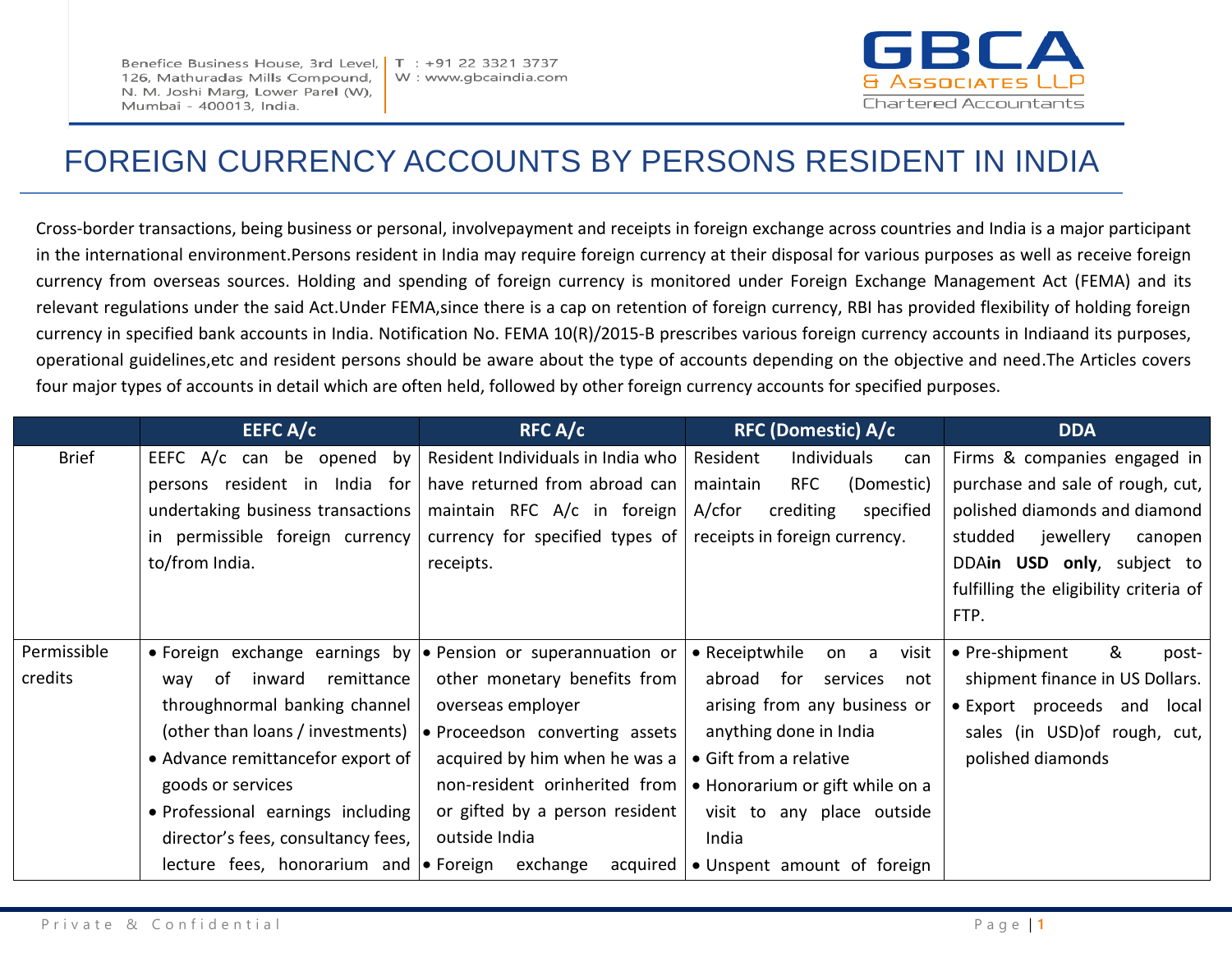# FOREIGN CURRENCY ACCOUNTS BY PERSONS RESIDENT IN INDIA

Cross-border transactions, being business or personal, involvepayment and receipts in foreign exchange across countries and India is a major participant in the international environment.Persons resident in India may require foreign currency at their disposal for various purposes as well as receive foreign currency from overseas sources. Holding and spending of foreign currency is monitored under Foreign Exchange Management Act (FEMA) and its relevant regulations under the said Act.Under FEMA,since there is a cap on retention of foreign currency, RBI has provided flexibility of holding foreign currency in specified bank accounts in India. Notification No. FEMA 10(R)/2015-B prescribes various foreign currency accounts in Indiaand its purposes, operational guidelines,etc and resident persons should be aware about the type of accounts depending on the objective and need.The Articles covers four major types of accounts in detail which are often held, followed by other foreign currency accounts for specified purposes.

| | EEFC A/c | RFC A/c | RFC (Domestic) A/c | DDA |
|---|---|---|---|---|
| Brief | EEFC A/c can be opened by persons resident in India for undertaking business transactions in permissible foreign currency to/from India. | Resident Individuals in India who have returned from abroad can maintain RFC A/c in foreign currency for specified types of receipts. | Resident Individuals can maintain RFC (Domestic) A/cfor crediting specified receipts in foreign currency. | Firms & companies engaged in purchase and sale of rough, cut, polished diamonds and diamond studded jewellery canopen DDA**in USD only**, subject to fulfilling the eligibility criteria of FTP. |
| Permissible credits | • Foreign exchange earnings by way of inward remittance throughnormal banking channel (other than loans / investments)<br>• Advance remittancefor export of goods or services<br>• Professional earnings including director's fees, consultancy fees, lecture fees, honorarium and | • Pension or superannuation or other monetary benefits from overseas employer<br>• Proceedson converting assets acquired by him when he was a non-resident orinherited from or gifted by a person resident outside India<br>• Foreign exchange acquired | • Receiptwhile on a visit abroad for services not arising from any business or anything done in India<br>• Gift from a relative<br>• Honorarium or gift while on a visit to any place outside India<br>• Unspent amount of foreign | • Pre-shipment & post-shipment finance in US Dollars.<br>• Export proceeds and local sales (in USD)of rough, cut, polished diamonds |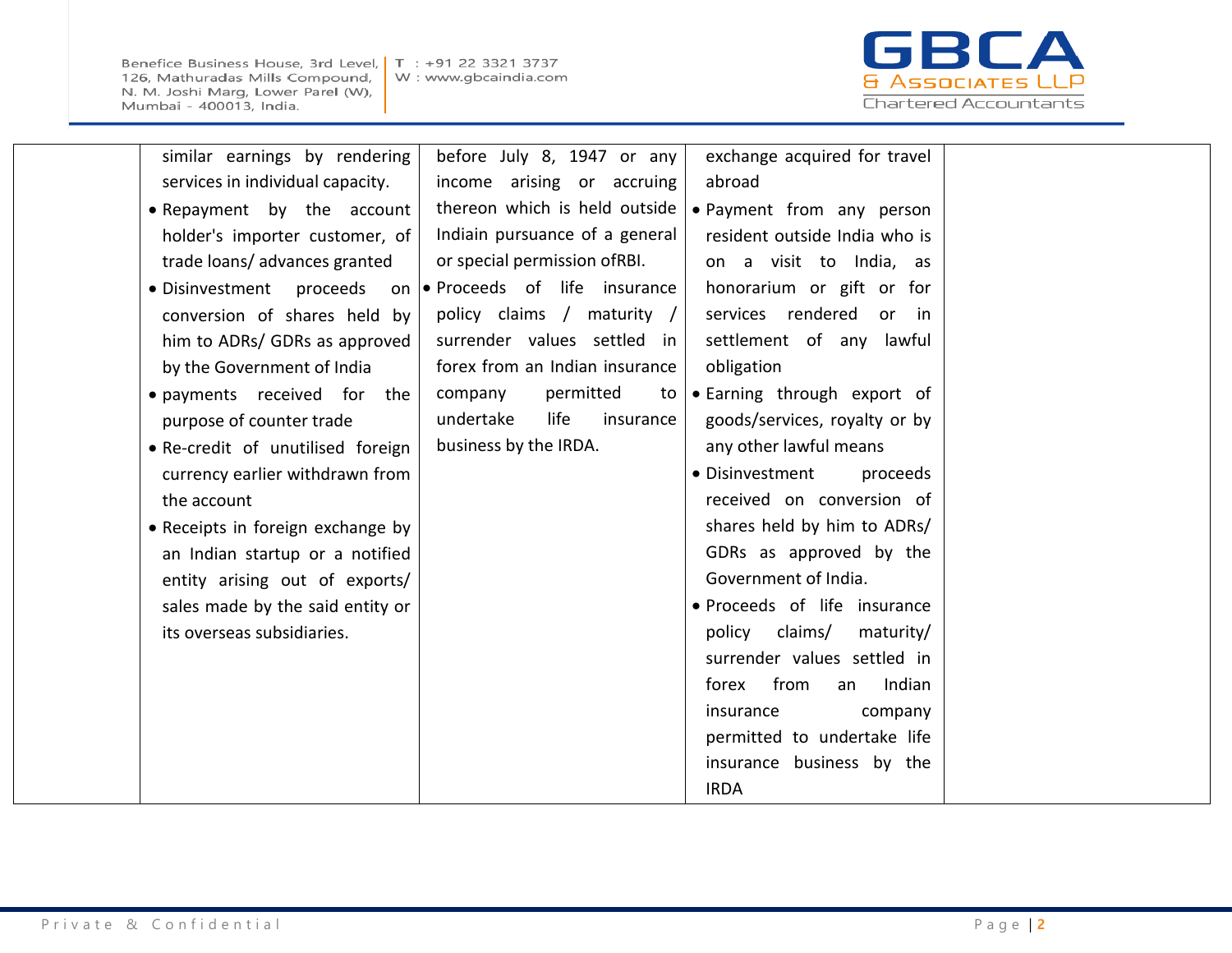| | | | | |
|---|---|---|---|---|
| | similar earnings by rendering services in individual capacity.<br>• Repayment by the account holder's importer customer, of trade loans/ advances granted<br>• Disinvestment proceeds on conversion of shares held by him to ADRs/ GDRs as approved by the Government of India<br>• payments received for the purpose of counter trade<br>• Re-credit of unutilised foreign currency earlier withdrawn from the account<br>• Receipts in foreign exchange by an Indian startup or a notified entity arising out of exports/ sales made by the said entity or its overseas subsidiaries. | before July 8, 1947 or any income arising or accruing thereon which is held outside Indiain pursuance of a general or special permission ofRBI.<br>• Proceeds of life insurance policy claims / maturity / surrender values settled in forex from an Indian insurance company permitted to undertake life insurance business by the IRDA. | exchange acquired for travel abroad<br>• Payment from any person resident outside India who is on a visit to India, as honorarium or gift or for services rendered or in settlement of any lawful obligation<br>• Earning through export of goods/services, royalty or by any other lawful means<br>• Disinvestment proceeds received on conversion of shares held by him to ADRs/ GDRs as approved by the Government of India.<br>• Proceeds of life insurance policy claims/ maturity/ surrender values settled in forex from an Indian insurance company permitted to undertake life insurance business by the IRDA | |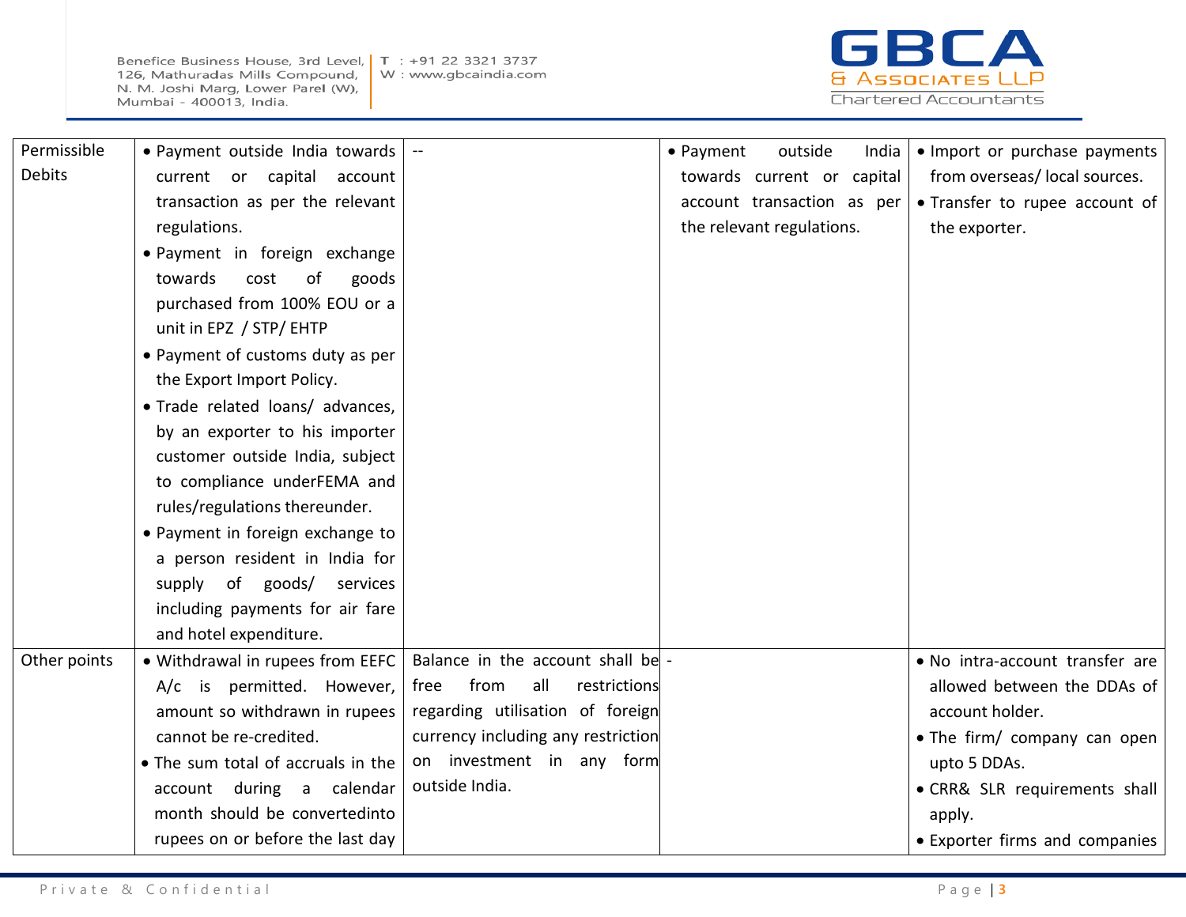| | | | | |
|---|---|---|---|---|
| Permissible Debits | • Payment outside India towards current or capital account transaction as per the relevant regulations.<br>• Payment in foreign exchange towards cost of goods purchased from 100% EOU or a unit in EPZ / STP/ EHTP<br>• Payment of customs duty as per the Export Import Policy.<br>• Trade related loans/ advances, by an exporter to his importer customer outside India, subject to compliance underFEMA and rules/regulations thereunder.<br>• Payment in foreign exchange to a person resident in India for supply of goods/ services including payments for air fare and hotel expenditure. | -- | • Payment outside India towards current or capital account transaction as per the relevant regulations. | • Import or purchase payments from overseas/ local sources.<br>• Transfer to rupee account of the exporter. |
| Other points | • Withdrawal in rupees from EEFC A/c is permitted. However, amount so withdrawn in rupees cannot be re-credited.<br>• The sum total of accruals in the account during a calendar month should be convertedinto rupees on or before the last day | Balance in the account shall be free from all restrictions regarding utilisation of foreign currency including any restriction on investment in any form outside India. | - | • No intra-account transfer are allowed between the DDAs of account holder.<br>• The firm/ company can open upto 5 DDAs.<br>• CRR& SLR requirements shall apply.<br>• Exporter firms and companies |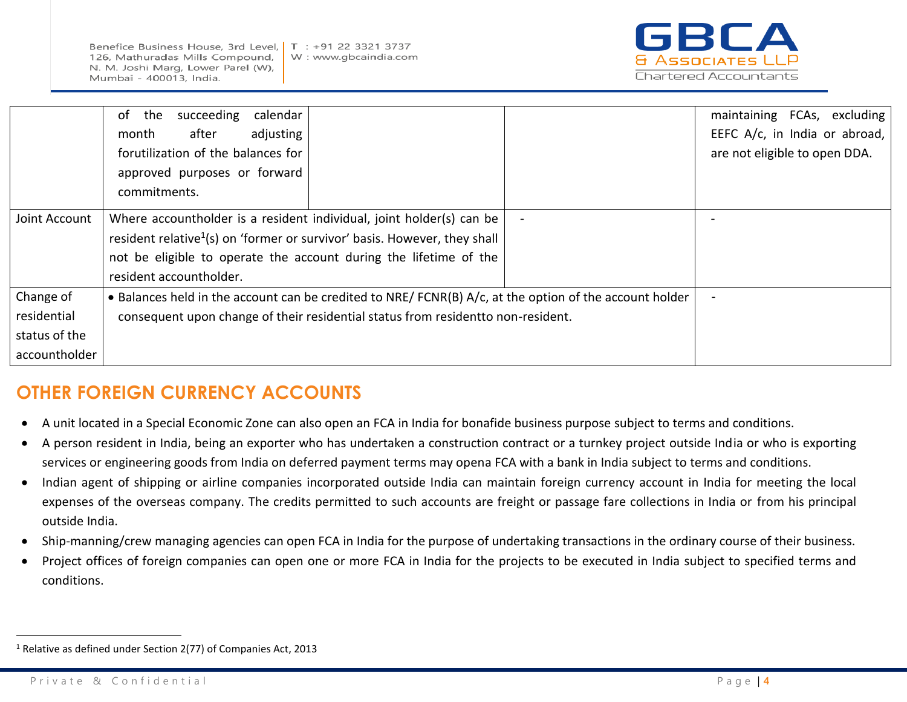| | | | | |
|---|---|---|---|---|
| | of the succeeding calendar month after adjusting forutilization of the balances for approved purposes or forward commitments. | | | maintaining FCAs, excluding EEFC A/c, in India or abroad, are not eligible to open DDA. |
| Joint Account | Where accountholder is a resident individual, joint holder(s) can be resident relative[1](s) on 'former or survivor' basis. However, they shall not be eligible to operate the account during the lifetime of the resident accountholder. | | - | - |
| Change of residential status of the accountholder | • Balances held in the account can be credited to NRE/ FCNR(B) A/c, at the option of the account holder consequent upon change of their residential status from residentto non-resident. | | | - |

## OTHER FOREIGN CURRENCY ACCOUNTS

- A unit located in a Special Economic Zone can also open an FCA in India for bonafide business purpose subject to terms and conditions.
- A person resident in India, being an exporter who has undertaken a construction contract or a turnkey project outside India or who is exporting services or engineering goods from India on deferred payment terms may opena FCA with a bank in India subject to terms and conditions.
- Indian agent of shipping or airline companies incorporated outside India can maintain foreign currency account in India for meeting the local expenses of the overseas company. The credits permitted to such accounts are freight or passage fare collections in India or from his principal outside India.
- Ship-manning/crew managing agencies can open FCA in India for the purpose of undertaking transactions in the ordinary course of their business.
- Project offices of foreign companies can open one or more FCA in India for the projects to be executed in India subject to specified terms and conditions.

---

[1] Relative as defined under Section 2(77) of Companies Act, 2013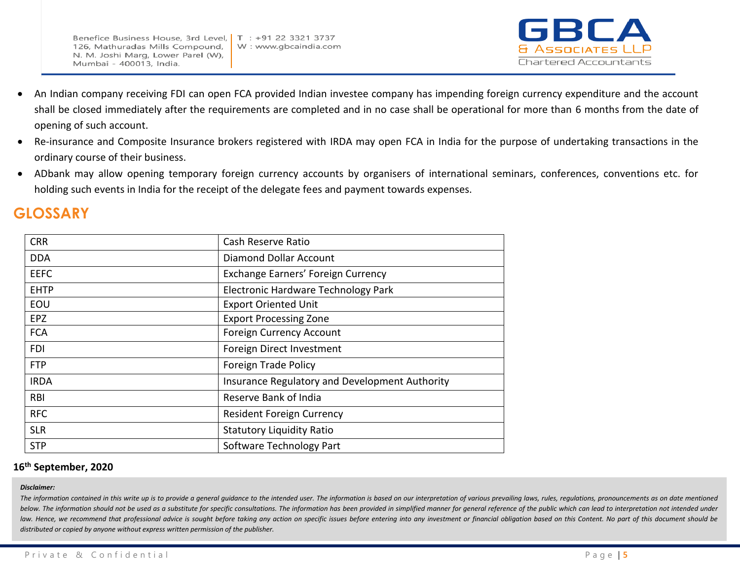- An Indian company receiving FDI can open FCA provided Indian investee company has impending foreign currency expenditure and the account shall be closed immediately after the requirements are completed and in no case shall be operational for more than 6 months from the date of opening of such account.
- Re-insurance and Composite Insurance brokers registered with IRDA may open FCA in India for the purpose of undertaking transactions in the ordinary course of their business.
- ADbank may allow opening temporary foreign currency accounts by organisers of international seminars, conferences, conventions etc. for holding such events in India for the receipt of the delegate fees and payment towards expenses.

## GLOSSARY

| | |
|---|---|
| CRR | Cash Reserve Ratio |
| DDA | Diamond Dollar Account |
| EEFC | Exchange Earners' Foreign Currency |
| EHTP | Electronic Hardware Technology Park |
| EOU | Export Oriented Unit |
| EPZ | Export Processing Zone |
| FCA | Foreign Currency Account |
| FDI | Foreign Direct Investment |
| FTP | Foreign Trade Policy |
| IRDA | Insurance Regulatory and Development Authority |
| RBI | Reserve Bank of India |
| RFC | Resident Foreign Currency |
| SLR | Statutory Liquidity Ratio |
| STP | Software Technology Part |

**16th September, 2020**

***Disclaimer:***

*The information contained in this write up is to provide a general guidance to the intended user. The information is based on our interpretation of various prevailing laws, rules, regulations, pronouncements as on date mentioned below. The information should not be used as a substitute for specific consultations. The information has been provided in simplified manner for general reference of the public which can lead to interpretation not intended under law. Hence, we recommend that professional advice is sought before taking any action on specific issues before entering into any investment or financial obligation based on this Content. No part of this document should be distributed or copied by anyone without express written permission of the publisher.*